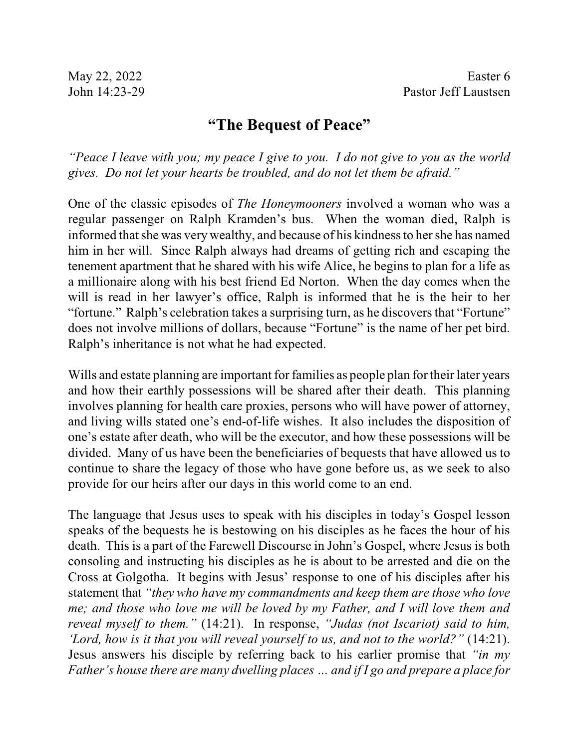May 22, 2022 Easter 6
John 14:23-29 Pastor Jeff Laustsen

# "The Bequest of Peace"

*"Peace I leave with you; my peace I give to you. I do not give to you as the world gives. Do not let your hearts be troubled, and do not let them be afraid."*

One of the classic episodes of *The Honeymooners* involved a woman who was a regular passenger on Ralph Kramden's bus. When the woman died, Ralph is informed that she was very wealthy, and because of his kindness to her she has named him in her will. Since Ralph always had dreams of getting rich and escaping the tenement apartment that he shared with his wife Alice, he begins to plan for a life as a millionaire along with his best friend Ed Norton. When the day comes when the will is read in her lawyer's office, Ralph is informed that he is the heir to her "fortune." Ralph's celebration takes a surprising turn, as he discovers that "Fortune" does not involve millions of dollars, because "Fortune" is the name of her pet bird. Ralph's inheritance is not what he had expected.

Wills and estate planning are important for families as people plan for their later years and how their earthly possessions will be shared after their death. This planning involves planning for health care proxies, persons who will have power of attorney, and living wills stated one's end-of-life wishes. It also includes the disposition of one's estate after death, who will be the executor, and how these possessions will be divided. Many of us have been the beneficiaries of bequests that have allowed us to continue to share the legacy of those who have gone before us, as we seek to also provide for our heirs after our days in this world come to an end.

The language that Jesus uses to speak with his disciples in today's Gospel lesson speaks of the bequests he is bestowing on his disciples as he faces the hour of his death. This is a part of the Farewell Discourse in John's Gospel, where Jesus is both consoling and instructing his disciples as he is about to be arrested and die on the Cross at Golgotha. It begins with Jesus' response to one of his disciples after his statement that *"they who have my commandments and keep them are those who love me; and those who love me will be loved by my Father, and I will love them and reveal myself to them."* (14:21). In response, *"Judas (not Iscariot) said to him, 'Lord, how is it that you will reveal yourself to us, and not to the world?"* (14:21). Jesus answers his disciple by referring back to his earlier promise that *"in my Father's house there are many dwelling places … and if I go and prepare a place for*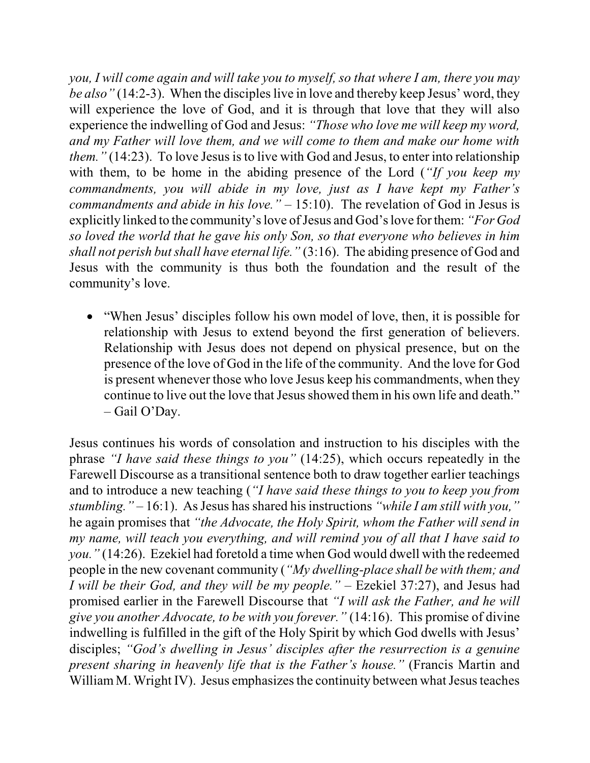*you, I will come again and will take you to myself, so that where I am, there you may be also"* (14:2-3). When the disciples live in love and thereby keep Jesus' word, they will experience the love of God, and it is through that love that they will also experience the indwelling of God and Jesus: *"Those who love me will keep my word, and my Father will love them, and we will come to them and make our home with them."* (14:23). To love Jesus is to live with God and Jesus, to enter into relationship with them, to be home in the abiding presence of the Lord (*"If you keep my commandments, you will abide in my love, just as I have kept my Father's commandments and abide in his love."* – 15:10). The revelation of God in Jesus is explicitly linked to the community's love of Jesus and God's love for them: *"For God so loved the world that he gave his only Son, so that everyone who believes in him shall not perish but shall have eternal life."* (3:16). The abiding presence of God and Jesus with the community is thus both the foundation and the result of the community's love.

- "When Jesus' disciples follow his own model of love, then, it is possible for relationship with Jesus to extend beyond the first generation of believers. Relationship with Jesus does not depend on physical presence, but on the presence of the love of God in the life of the community. And the love for God is present whenever those who love Jesus keep his commandments, when they continue to live out the love that Jesus showed them in his own life and death." – Gail O'Day.

Jesus continues his words of consolation and instruction to his disciples with the phrase *"I have said these things to you"* (14:25), which occurs repeatedly in the Farewell Discourse as a transitional sentence both to draw together earlier teachings and to introduce a new teaching (*"I have said these things to you to keep you from stumbling."* – 16:1). As Jesus has shared his instructions *"while I am still with you,"* he again promises that *"the Advocate, the Holy Spirit, whom the Father will send in my name, will teach you everything, and will remind you of all that I have said to you."* (14:26). Ezekiel had foretold a time when God would dwell with the redeemed people in the new covenant community (*"My dwelling-place shall be with them; and I will be their God, and they will be my people."* – Ezekiel 37:27), and Jesus had promised earlier in the Farewell Discourse that *"I will ask the Father, and he will give you another Advocate, to be with you forever."* (14:16). This promise of divine indwelling is fulfilled in the gift of the Holy Spirit by which God dwells with Jesus' disciples; *"God's dwelling in Jesus' disciples after the resurrection is a genuine present sharing in heavenly life that is the Father's house."* (Francis Martin and William M. Wright IV). Jesus emphasizes the continuity between what Jesus teaches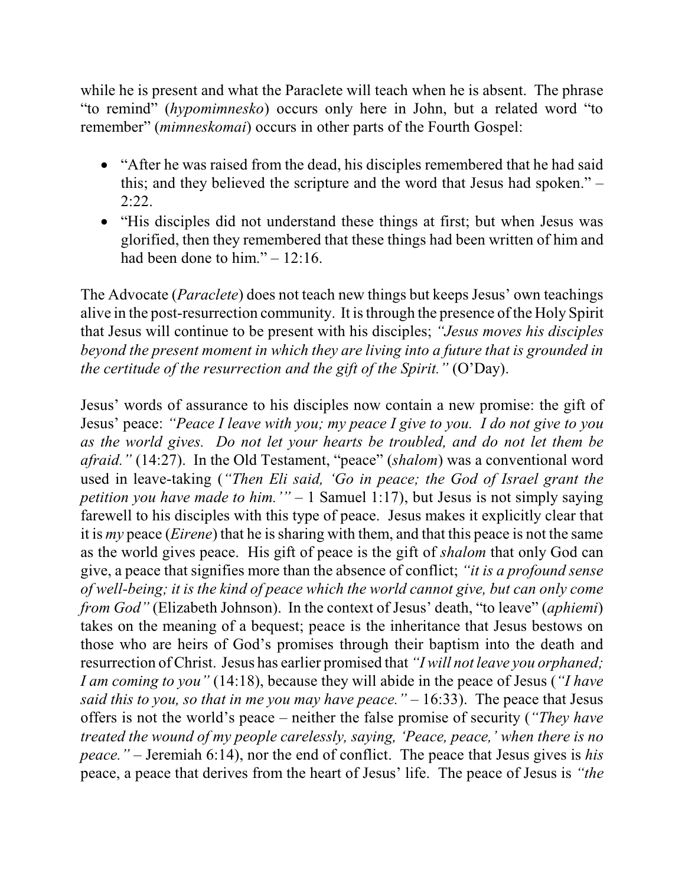while he is present and what the Paraclete will teach when he is absent. The phrase "to remind" (*hypomimnesko*) occurs only here in John, but a related word "to remember" (*mimneskomai*) occurs in other parts of the Fourth Gospel:

- "After he was raised from the dead, his disciples remembered that he had said this; and they believed the scripture and the word that Jesus had spoken." – 2:22.
- "His disciples did not understand these things at first; but when Jesus was glorified, then they remembered that these things had been written of him and had been done to him." – 12:16.

The Advocate (*Paraclete*) does not teach new things but keeps Jesus' own teachings alive in the post-resurrection community. It is through the presence of the Holy Spirit that Jesus will continue to be present with his disciples; *"Jesus moves his disciples beyond the present moment in which they are living into a future that is grounded in the certitude of the resurrection and the gift of the Spirit."* (O'Day).

Jesus' words of assurance to his disciples now contain a new promise: the gift of Jesus' peace: *"Peace I leave with you; my peace I give to you. I do not give to you as the world gives. Do not let your hearts be troubled, and do not let them be afraid."* (14:27). In the Old Testament, "peace" (*shalom*) was a conventional word used in leave-taking (*"Then Eli said, 'Go in peace; the God of Israel grant the petition you have made to him.'"* – 1 Samuel 1:17), but Jesus is not simply saying farewell to his disciples with this type of peace. Jesus makes it explicitly clear that it is *my* peace (*Eirene*) that he is sharing with them, and that this peace is not the same as the world gives peace. His gift of peace is the gift of *shalom* that only God can give, a peace that signifies more than the absence of conflict; *"it is a profound sense of well-being; it is the kind of peace which the world cannot give, but can only come from God"* (Elizabeth Johnson). In the context of Jesus' death, "to leave" (*aphiemi*) takes on the meaning of a bequest; peace is the inheritance that Jesus bestows on those who are heirs of God's promises through their baptism into the death and resurrection of Christ. Jesus has earlier promised that *"I will not leave you orphaned; I am coming to you"* (14:18), because they will abide in the peace of Jesus (*"I have said this to you, so that in me you may have peace."* – 16:33). The peace that Jesus offers is not the world's peace – neither the false promise of security (*"They have treated the wound of my people carelessly, saying, 'Peace, peace,' when there is no peace."* – Jeremiah 6:14), nor the end of conflict. The peace that Jesus gives is *his* peace, a peace that derives from the heart of Jesus' life. The peace of Jesus is *"the*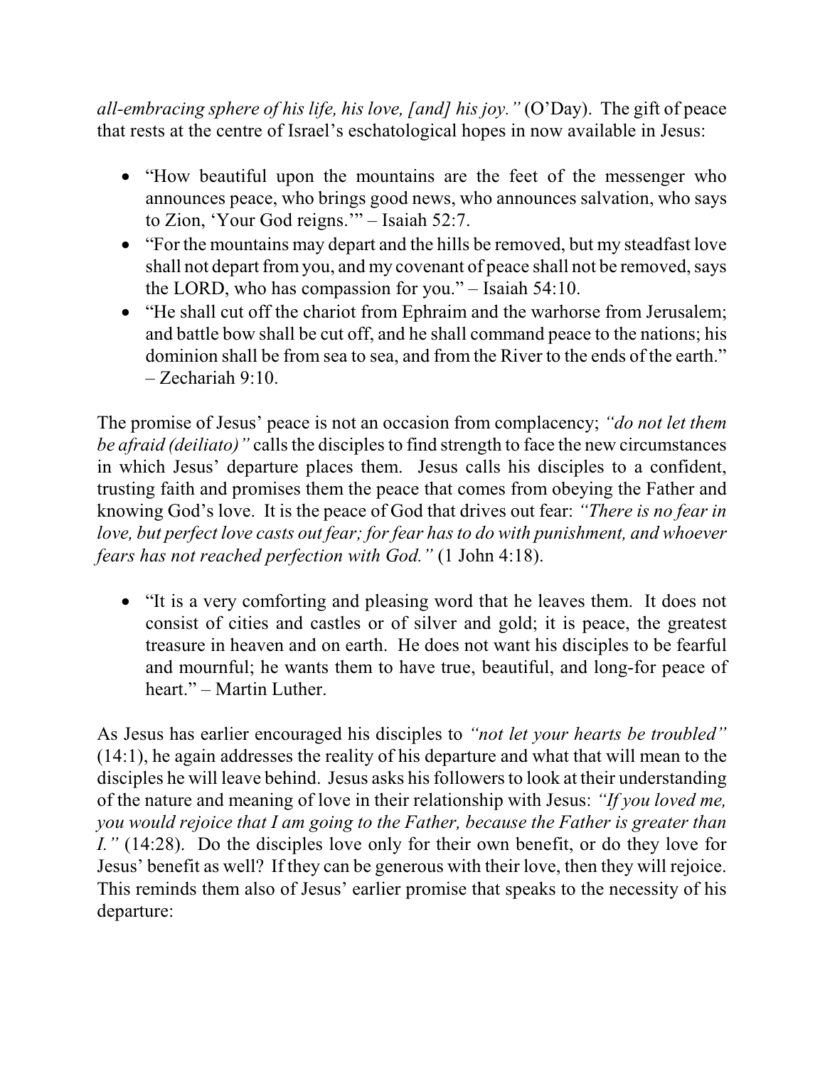*all-embracing sphere of his life, his love, [and] his joy."* (O'Day). The gift of peace that rests at the centre of Israel's eschatological hopes in now available in Jesus:

- "How beautiful upon the mountains are the feet of the messenger who announces peace, who brings good news, who announces salvation, who says to Zion, 'Your God reigns.'" – Isaiah 52:7.
- "For the mountains may depart and the hills be removed, but my steadfast love shall not depart from you, and my covenant of peace shall not be removed, says the LORD, who has compassion for you." – Isaiah 54:10.
- "He shall cut off the chariot from Ephraim and the warhorse from Jerusalem; and battle bow shall be cut off, and he shall command peace to the nations; his dominion shall be from sea to sea, and from the River to the ends of the earth." – Zechariah 9:10.

The promise of Jesus' peace is not an occasion from complacency; *"do not let them be afraid (deiliato)"* calls the disciples to find strength to face the new circumstances in which Jesus' departure places them. Jesus calls his disciples to a confident, trusting faith and promises them the peace that comes from obeying the Father and knowing God's love. It is the peace of God that drives out fear: *"There is no fear in love, but perfect love casts out fear; for fear has to do with punishment, and whoever fears has not reached perfection with God."* (1 John 4:18).

- "It is a very comforting and pleasing word that he leaves them. It does not consist of cities and castles or of silver and gold; it is peace, the greatest treasure in heaven and on earth. He does not want his disciples to be fearful and mournful; he wants them to have true, beautiful, and long-for peace of heart." – Martin Luther.

As Jesus has earlier encouraged his disciples to *"not let your hearts be troubled"* (14:1), he again addresses the reality of his departure and what that will mean to the disciples he will leave behind. Jesus asks his followers to look at their understanding of the nature and meaning of love in their relationship with Jesus: *"If you loved me, you would rejoice that I am going to the Father, because the Father is greater than I."* (14:28). Do the disciples love only for their own benefit, or do they love for Jesus' benefit as well? If they can be generous with their love, then they will rejoice. This reminds them also of Jesus' earlier promise that speaks to the necessity of his departure: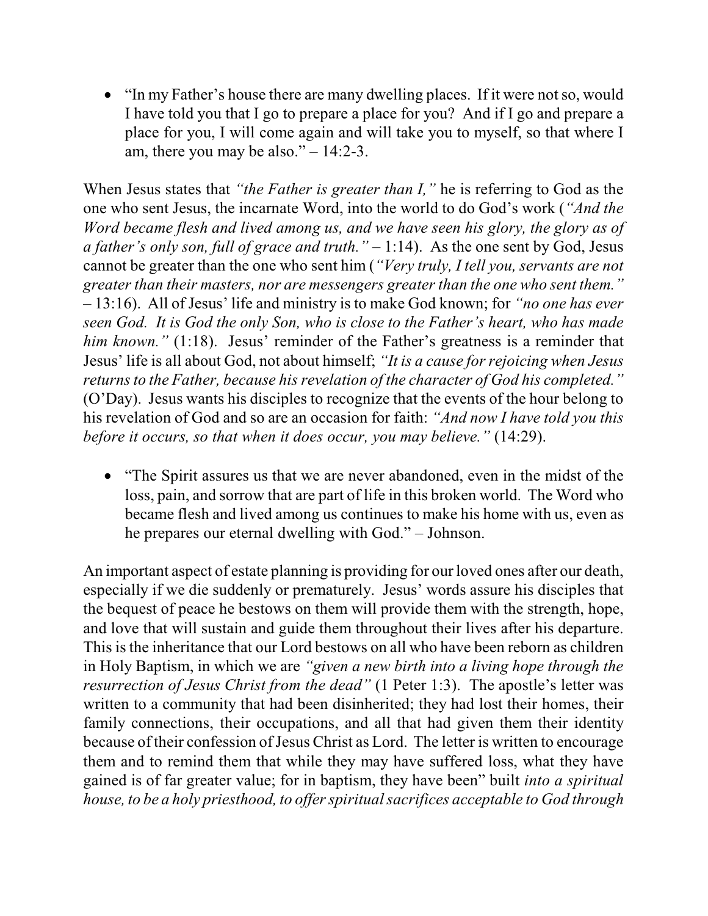- "In my Father's house there are many dwelling places. If it were not so, would I have told you that I go to prepare a place for you? And if I go and prepare a place for you, I will come again and will take you to myself, so that where I am, there you may be also." – 14:2-3.

When Jesus states that *"the Father is greater than I,"* he is referring to God as the one who sent Jesus, the incarnate Word, into the world to do God's work (*"And the Word became flesh and lived among us, and we have seen his glory, the glory as of a father's only son, full of grace and truth."* – 1:14). As the one sent by God, Jesus cannot be greater than the one who sent him (*"Very truly, I tell you, servants are not greater than their masters, nor are messengers greater than the one who sent them."* – 13:16). All of Jesus' life and ministry is to make God known; for *"no one has ever seen God. It is God the only Son, who is close to the Father's heart, who has made him known."* (1:18). Jesus' reminder of the Father's greatness is a reminder that Jesus' life is all about God, not about himself; *"It is a cause for rejoicing when Jesus returns to the Father, because his revelation of the character of God his completed."* (O'Day). Jesus wants his disciples to recognize that the events of the hour belong to his revelation of God and so are an occasion for faith: *"And now I have told you this before it occurs, so that when it does occur, you may believe."* (14:29).

- "The Spirit assures us that we are never abandoned, even in the midst of the loss, pain, and sorrow that are part of life in this broken world. The Word who became flesh and lived among us continues to make his home with us, even as he prepares our eternal dwelling with God." – Johnson.

An important aspect of estate planning is providing for our loved ones after our death, especially if we die suddenly or prematurely. Jesus' words assure his disciples that the bequest of peace he bestows on them will provide them with the strength, hope, and love that will sustain and guide them throughout their lives after his departure. This is the inheritance that our Lord bestows on all who have been reborn as children in Holy Baptism, in which we are *"given a new birth into a living hope through the resurrection of Jesus Christ from the dead"* (1 Peter 1:3). The apostle's letter was written to a community that had been disinherited; they had lost their homes, their family connections, their occupations, and all that had given them their identity because of their confession of Jesus Christ as Lord. The letter is written to encourage them and to remind them that while they may have suffered loss, what they have gained is of far greater value; for in baptism, they have been" built *into a spiritual house, to be a holy priesthood, to offer spiritual sacrifices acceptable to God through*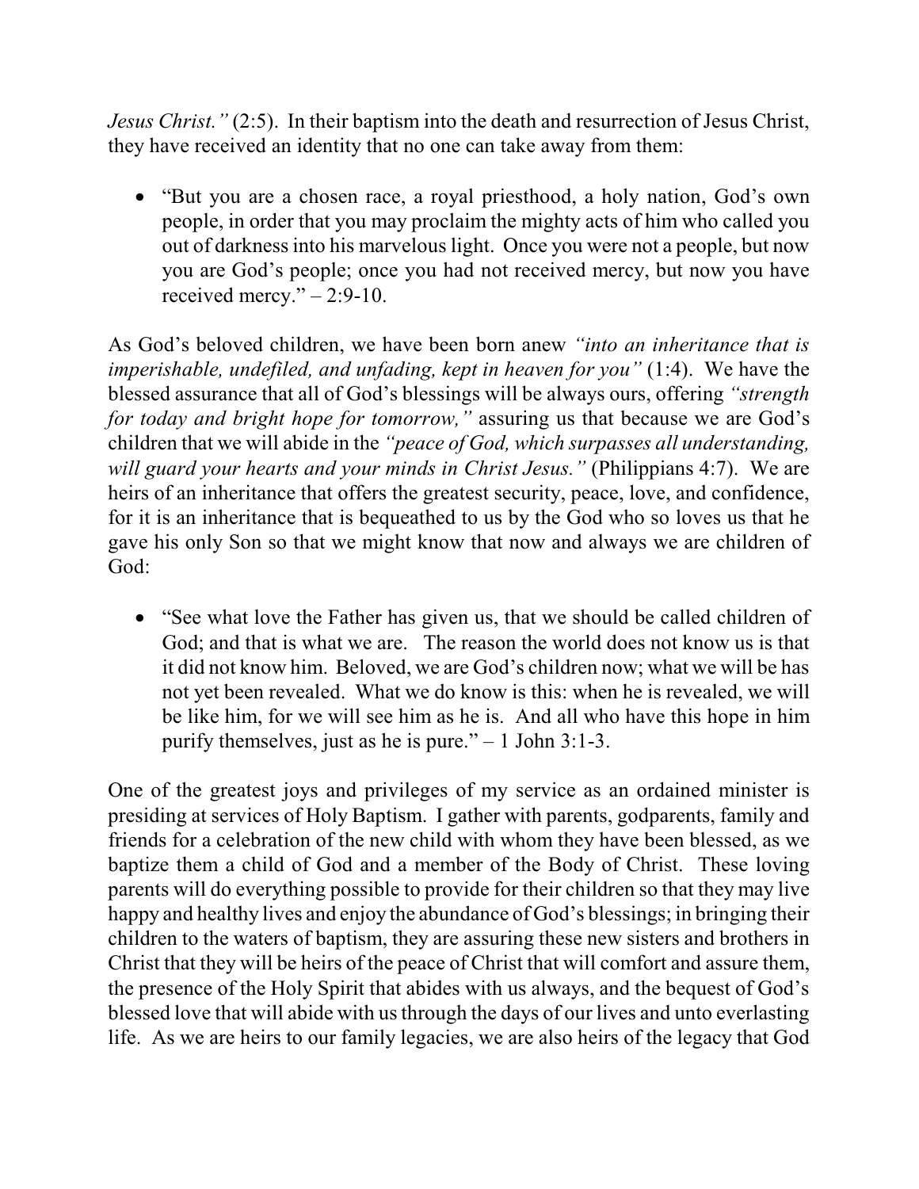*Jesus Christ."* (2:5). In their baptism into the death and resurrection of Jesus Christ, they have received an identity that no one can take away from them:

- "But you are a chosen race, a royal priesthood, a holy nation, God's own people, in order that you may proclaim the mighty acts of him who called you out of darkness into his marvelous light. Once you were not a people, but now you are God's people; once you had not received mercy, but now you have received mercy." – 2:9-10.

As God's beloved children, we have been born anew *"into an inheritance that is imperishable, undefiled, and unfading, kept in heaven for you"* (1:4). We have the blessed assurance that all of God's blessings will be always ours, offering *"strength for today and bright hope for tomorrow,"* assuring us that because we are God's children that we will abide in the *"peace of God, which surpasses all understanding, will guard your hearts and your minds in Christ Jesus."* (Philippians 4:7). We are heirs of an inheritance that offers the greatest security, peace, love, and confidence, for it is an inheritance that is bequeathed to us by the God who so loves us that he gave his only Son so that we might know that now and always we are children of God:

- "See what love the Father has given us, that we should be called children of God; and that is what we are. The reason the world does not know us is that it did not know him. Beloved, we are God's children now; what we will be has not yet been revealed. What we do know is this: when he is revealed, we will be like him, for we will see him as he is. And all who have this hope in him purify themselves, just as he is pure." – 1 John 3:1-3.

One of the greatest joys and privileges of my service as an ordained minister is presiding at services of Holy Baptism. I gather with parents, godparents, family and friends for a celebration of the new child with whom they have been blessed, as we baptize them a child of God and a member of the Body of Christ. These loving parents will do everything possible to provide for their children so that they may live happy and healthy lives and enjoy the abundance of God's blessings; in bringing their children to the waters of baptism, they are assuring these new sisters and brothers in Christ that they will be heirs of the peace of Christ that will comfort and assure them, the presence of the Holy Spirit that abides with us always, and the bequest of God's blessed love that will abide with us through the days of our lives and unto everlasting life. As we are heirs to our family legacies, we are also heirs of the legacy that God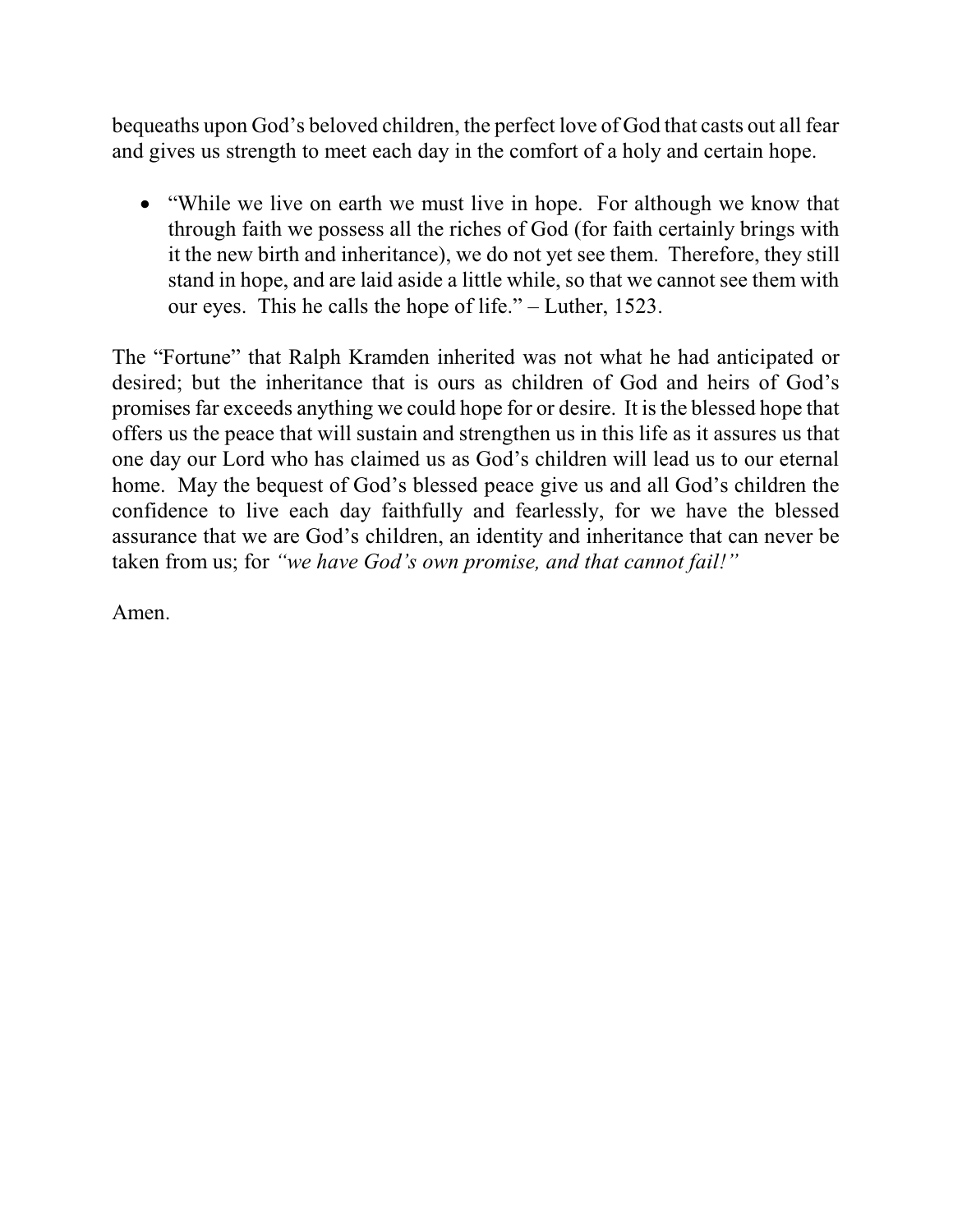bequeaths upon God's beloved children, the perfect love of God that casts out all fear and gives us strength to meet each day in the comfort of a holy and certain hope.

- "While we live on earth we must live in hope. For although we know that through faith we possess all the riches of God (for faith certainly brings with it the new birth and inheritance), we do not yet see them. Therefore, they still stand in hope, and are laid aside a little while, so that we cannot see them with our eyes. This he calls the hope of life." – Luther, 1523.

The "Fortune" that Ralph Kramden inherited was not what he had anticipated or desired; but the inheritance that is ours as children of God and heirs of God's promises far exceeds anything we could hope for or desire. It is the blessed hope that offers us the peace that will sustain and strengthen us in this life as it assures us that one day our Lord who has claimed us as God's children will lead us to our eternal home. May the bequest of God's blessed peace give us and all God's children the confidence to live each day faithfully and fearlessly, for we have the blessed assurance that we are God's children, an identity and inheritance that can never be taken from us; for *"we have God's own promise, and that cannot fail!"*

Amen.